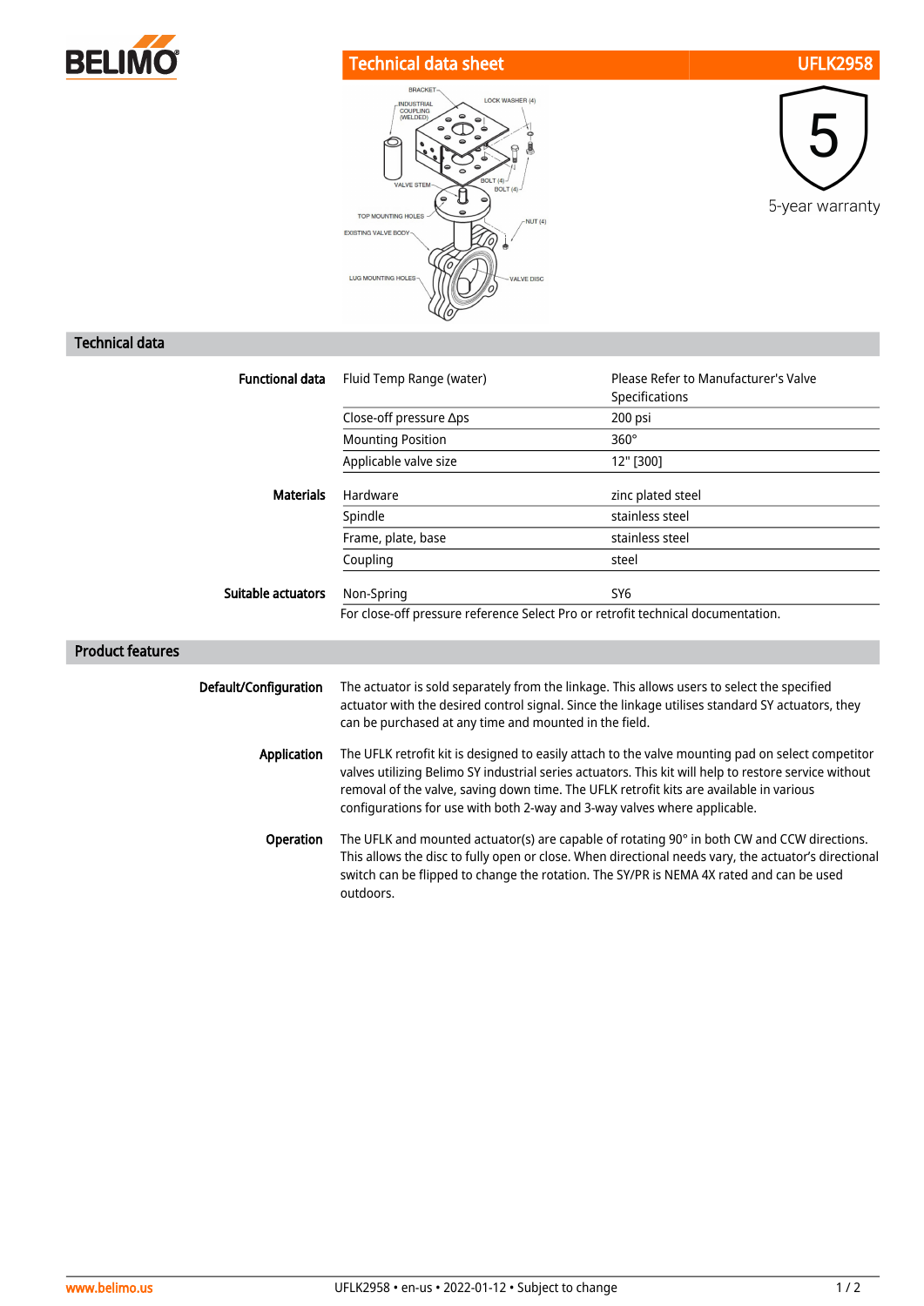# Technical data sheet UFLK2958

5-year warranty

## Technical data

| | | |
|---|---|---|
| **Functional data** | Fluid Temp Range (water) | Please Refer to Manufacturer's Valve Specifications |
| | Close-off pressure Δps | 200 psi |
| | Mounting Position | 360° |
| | Applicable valve size | 12" [300] |
| **Materials** | Hardware | zinc plated steel |
| | Spindle | stainless steel |
| | Frame, plate, base | stainless steel |
| | Coupling | steel |
| **Suitable actuators** | Non-Spring | SY6 |

For close-off pressure reference Select Pro or retrofit technical documentation.

## Product features

**Default/Configuration**

The actuator is sold separately from the linkage. This allows users to select the specified actuator with the desired control signal. Since the linkage utilises standard SY actuators, they can be purchased at any time and mounted in the field.

**Application**

The UFLK retrofit kit is designed to easily attach to the valve mounting pad on select competitor valves utilizing Belimo SY industrial series actuators. This kit will help to restore service without removal of the valve, saving down time. The UFLK retrofit kits are available in various configurations for use with both 2-way and 3-way valves where applicable.

**Operation**

The UFLK and mounted actuator(s) are capable of rotating 90° in both CW and CCW directions. This allows the disc to fully open or close. When directional needs vary, the actuator's directional switch can be flipped to change the rotation. The SY/PR is NEMA 4X rated and can be used outdoors.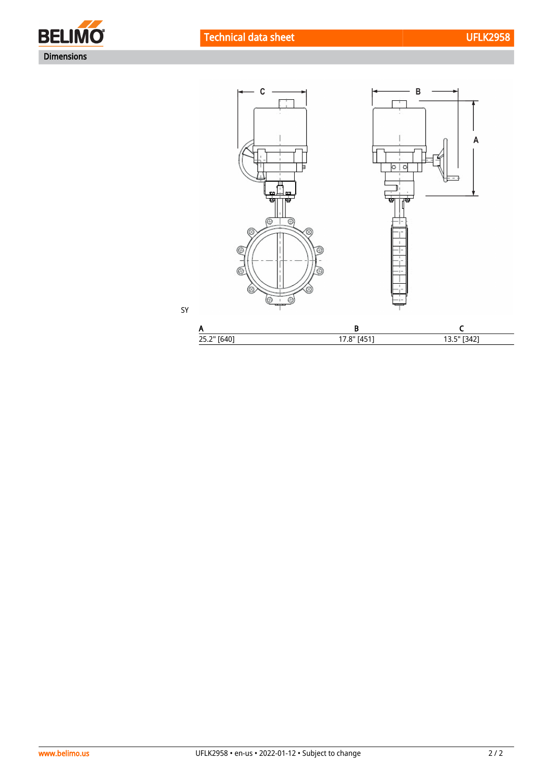## Dimensions

C

B

A

SY

| A | B | C |
| --- | --- | --- |
| 25.2" [640] | 17.8" [451] | 13.5" [342] |